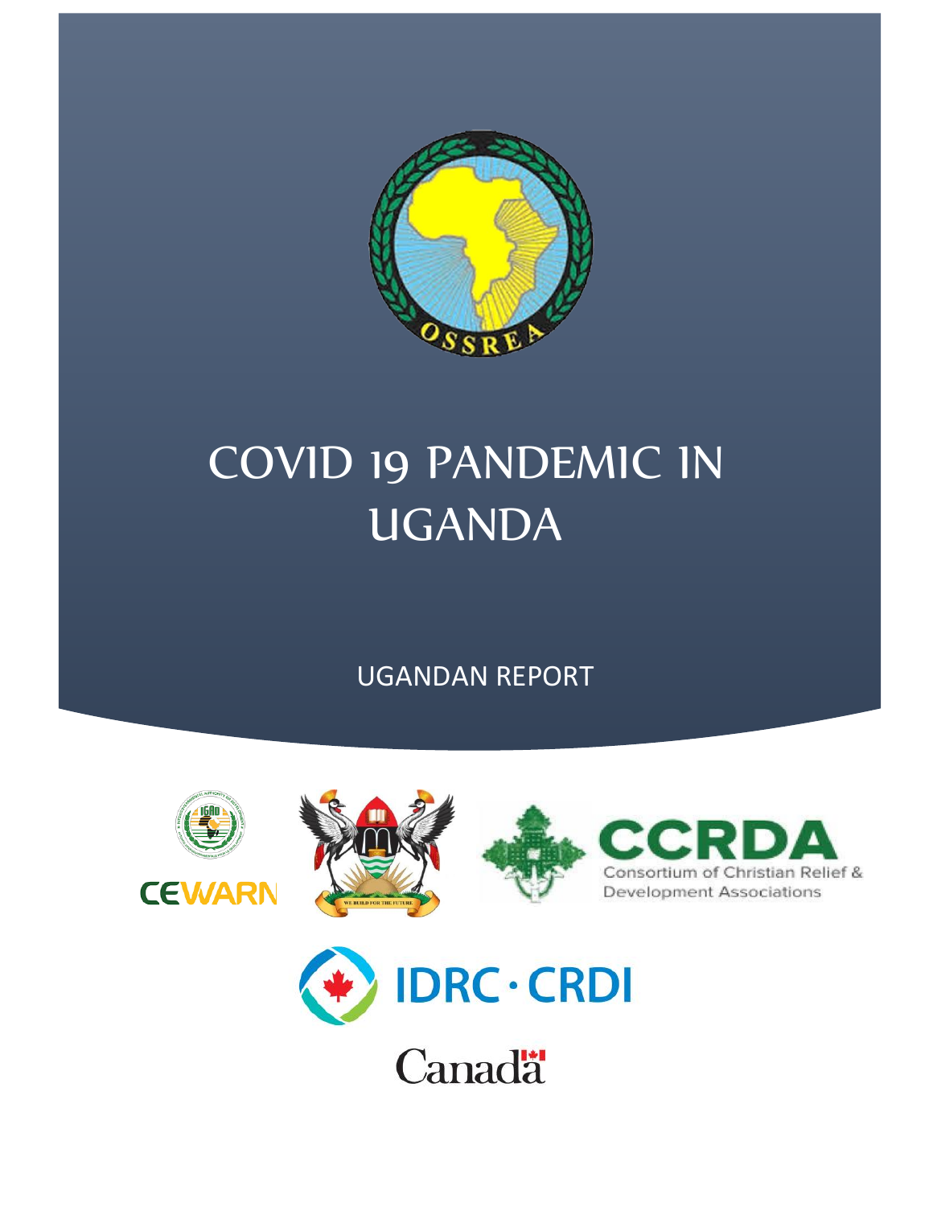# COVID 19 PANDEMIC IN UGANDA

UGANDAN REPORT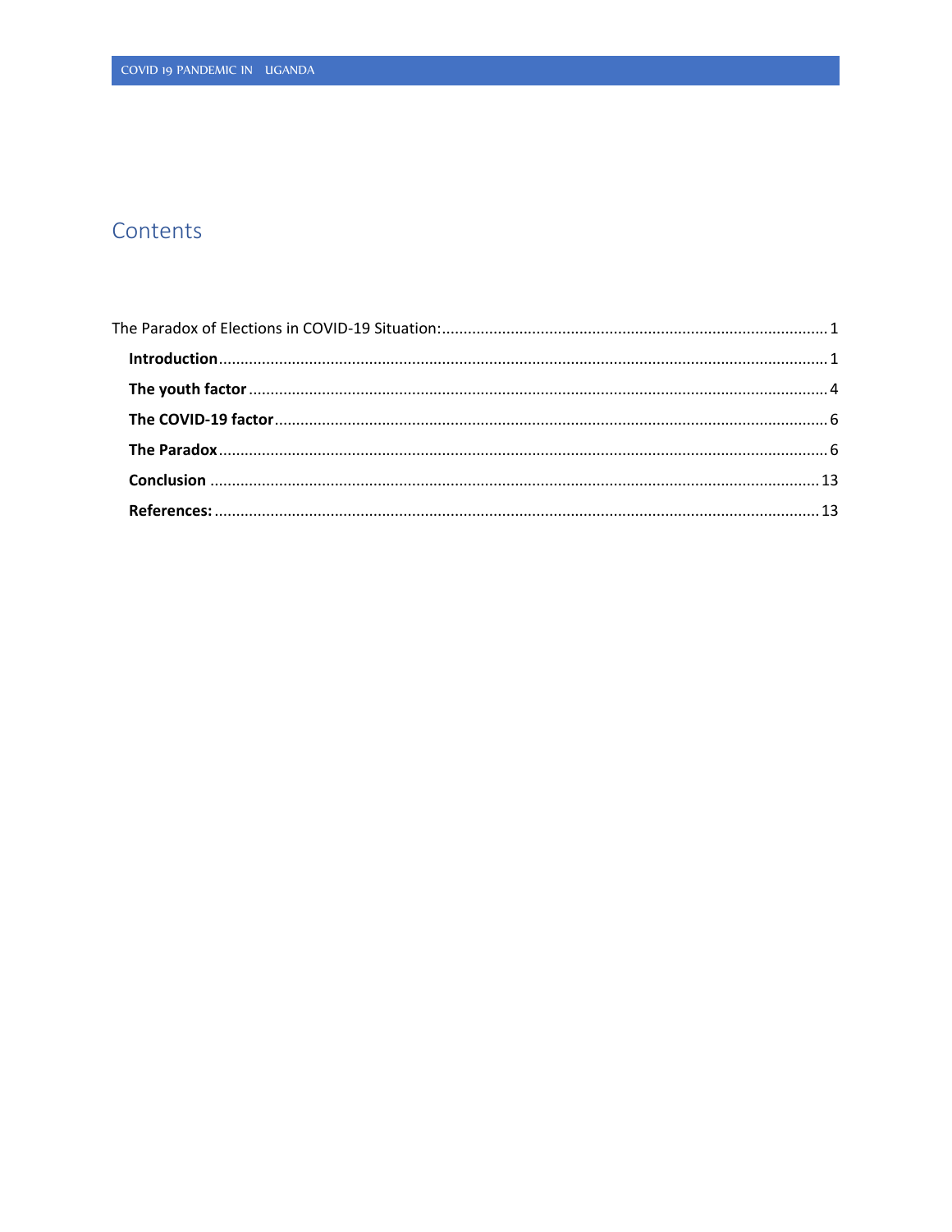# Contents

The Paradox of Elections in COVID-19 Situation: ........................................................................................ 1

**Introduction** ........................................................................................................................................ 1

**The youth factor** .................................................................................................................................. 4

**The COVID-19 factor** .......................................................................................................................... 6

**The Paradox** ........................................................................................................................................ 6

**Conclusion** ......................................................................................................................................... 13

**References:** ....................................................................................................................................... 13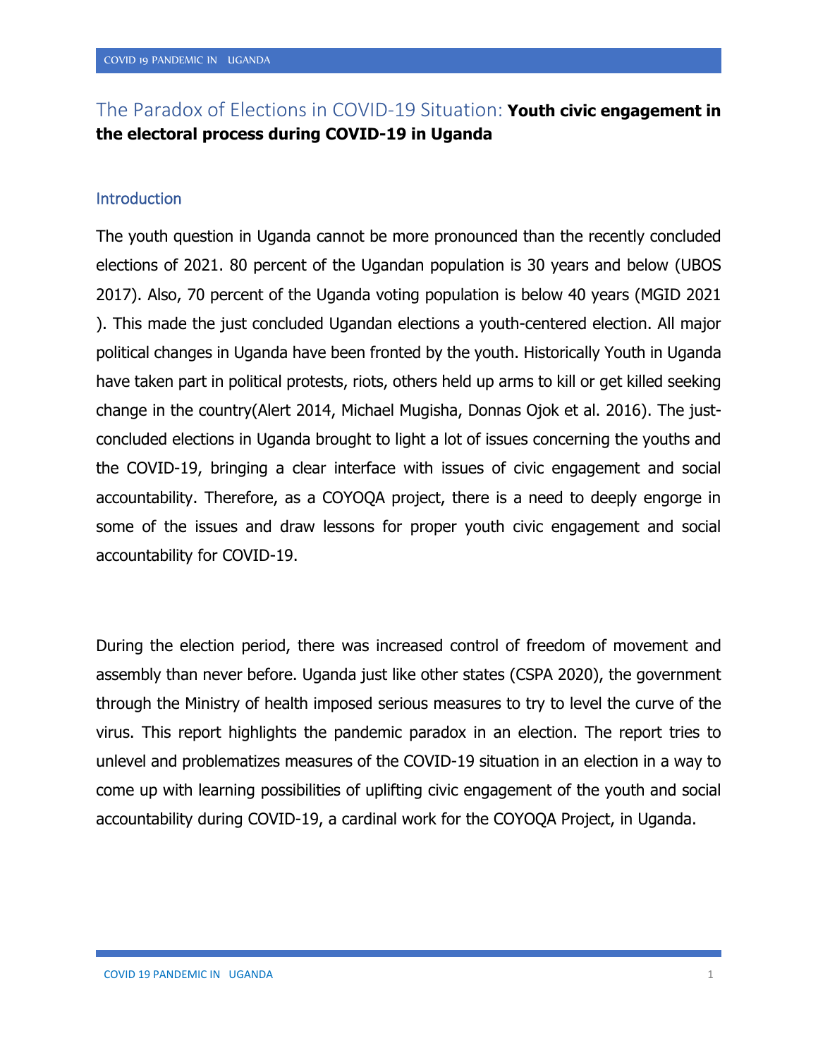# The Paradox of Elections in COVID-19 Situation: **Youth civic engagement in the electoral process during COVID-19 in Uganda**

## Introduction

The youth question in Uganda cannot be more pronounced than the recently concluded elections of 2021. 80 percent of the Ugandan population is 30 years and below (UBOS 2017). Also, 70 percent of the Uganda voting population is below 40 years (MGID 2021 ). This made the just concluded Ugandan elections a youth-centered election. All major political changes in Uganda have been fronted by the youth. Historically Youth in Uganda have taken part in political protests, riots, others held up arms to kill or get killed seeking change in the country(Alert 2014, Michael Mugisha, Donnas Ojok et al. 2016). The just-concluded elections in Uganda brought to light a lot of issues concerning the youths and the COVID-19, bringing a clear interface with issues of civic engagement and social accountability. Therefore, as a COYOQA project, there is a need to deeply engorge in some of the issues and draw lessons for proper youth civic engagement and social accountability for COVID-19.

During the election period, there was increased control of freedom of movement and assembly than never before. Uganda just like other states (CSPA 2020), the government through the Ministry of health imposed serious measures to try to level the curve of the virus. This report highlights the pandemic paradox in an election. The report tries to unlevel and problematizes measures of the COVID-19 situation in an election in a way to come up with learning possibilities of uplifting civic engagement of the youth and social accountability during COVID-19, a cardinal work for the COYOQA Project, in Uganda.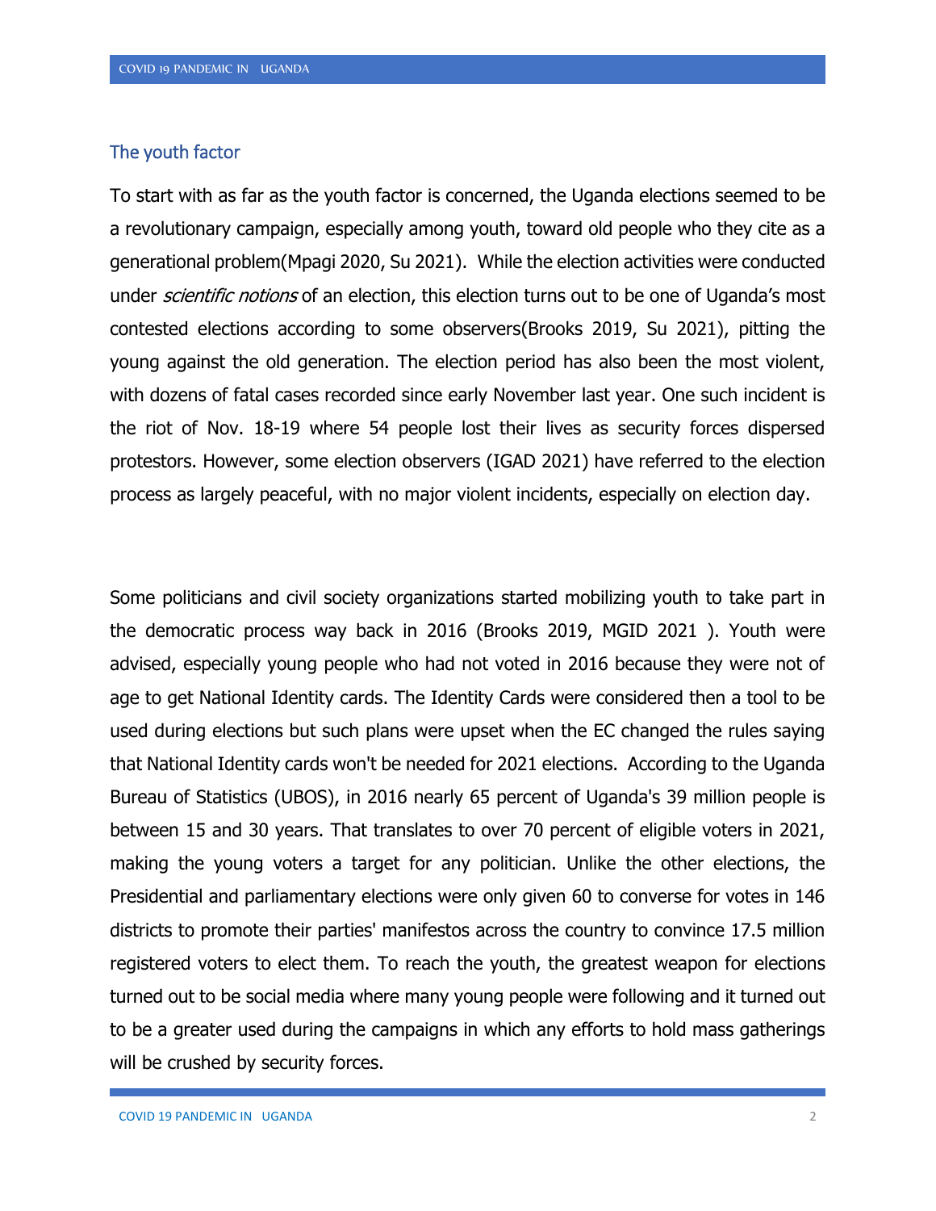## The youth factor

To start with as far as the youth factor is concerned, the Uganda elections seemed to be a revolutionary campaign, especially among youth, toward old people who they cite as a generational problem(Mpagi 2020, Su 2021). While the election activities were conducted under *scientific notions* of an election, this election turns out to be one of Uganda's most contested elections according to some observers(Brooks 2019, Su 2021), pitting the young against the old generation. The election period has also been the most violent, with dozens of fatal cases recorded since early November last year. One such incident is the riot of Nov. 18-19 where 54 people lost their lives as security forces dispersed protestors. However, some election observers (IGAD 2021) have referred to the election process as largely peaceful, with no major violent incidents, especially on election day.

Some politicians and civil society organizations started mobilizing youth to take part in the democratic process way back in 2016 (Brooks 2019, MGID 2021 ). Youth were advised, especially young people who had not voted in 2016 because they were not of age to get National Identity cards. The Identity Cards were considered then a tool to be used during elections but such plans were upset when the EC changed the rules saying that National Identity cards won't be needed for 2021 elections. According to the Uganda Bureau of Statistics (UBOS), in 2016 nearly 65 percent of Uganda's 39 million people is between 15 and 30 years. That translates to over 70 percent of eligible voters in 2021, making the young voters a target for any politician. Unlike the other elections, the Presidential and parliamentary elections were only given 60 to converse for votes in 146 districts to promote their parties' manifestos across the country to convince 17.5 million registered voters to elect them. To reach the youth, the greatest weapon for elections turned out to be social media where many young people were following and it turned out to be a greater used during the campaigns in which any efforts to hold mass gatherings will be crushed by security forces.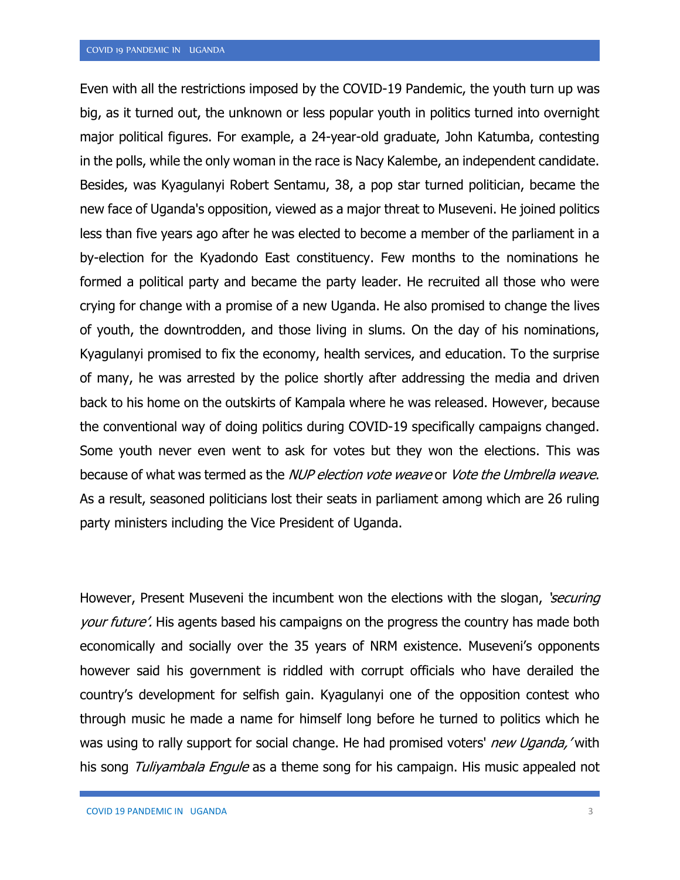Even with all the restrictions imposed by the COVID-19 Pandemic, the youth turn up was big, as it turned out, the unknown or less popular youth in politics turned into overnight major political figures. For example, a 24-year-old graduate, John Katumba, contesting in the polls, while the only woman in the race is Nacy Kalembe, an independent candidate. Besides, was Kyagulanyi Robert Sentamu, 38, a pop star turned politician, became the new face of Uganda's opposition, viewed as a major threat to Museveni. He joined politics less than five years ago after he was elected to become a member of the parliament in a by-election for the Kyadondo East constituency. Few months to the nominations he formed a political party and became the party leader. He recruited all those who were crying for change with a promise of a new Uganda. He also promised to change the lives of youth, the downtrodden, and those living in slums. On the day of his nominations, Kyagulanyi promised to fix the economy, health services, and education. To the surprise of many, he was arrested by the police shortly after addressing the media and driven back to his home on the outskirts of Kampala where he was released. However, because the conventional way of doing politics during COVID-19 specifically campaigns changed. Some youth never even went to ask for votes but they won the elections. This was because of what was termed as the *NUP election vote weave* or *Vote the Umbrella weave*. As a result, seasoned politicians lost their seats in parliament among which are 26 ruling party ministers including the Vice President of Uganda.

However, Present Museveni the incumbent won the elections with the slogan, *'securing your future'.* His agents based his campaigns on the progress the country has made both economically and socially over the 35 years of NRM existence. Museveni's opponents however said his government is riddled with corrupt officials who have derailed the country's development for selfish gain. Kyagulanyi one of the opposition contest who through music he made a name for himself long before he turned to politics which he was using to rally support for social change. He had promised voters' *new Uganda,'* with his song *Tuliyambala Engule* as a theme song for his campaign. His music appealed not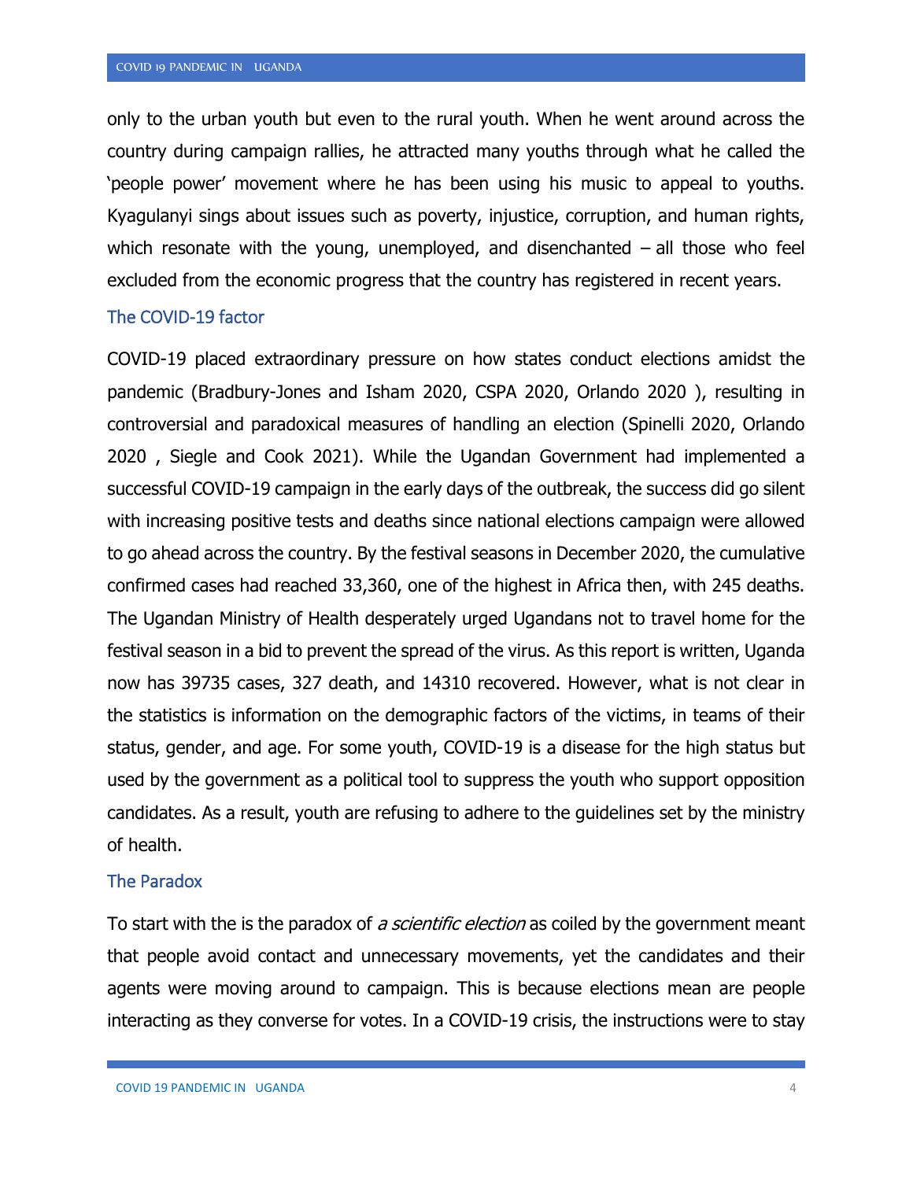only to the urban youth but even to the rural youth. When he went around across the country during campaign rallies, he attracted many youths through what he called the 'people power' movement where he has been using his music to appeal to youths. Kyagulanyi sings about issues such as poverty, injustice, corruption, and human rights, which resonate with the young, unemployed, and disenchanted – all those who feel excluded from the economic progress that the country has registered in recent years.

## The COVID-19 factor

COVID-19 placed extraordinary pressure on how states conduct elections amidst the pandemic (Bradbury-Jones and Isham 2020, CSPA 2020, Orlando 2020 ), resulting in controversial and paradoxical measures of handling an election (Spinelli 2020, Orlando 2020 , Siegle and Cook 2021). While the Ugandan Government had implemented a successful COVID-19 campaign in the early days of the outbreak, the success did go silent with increasing positive tests and deaths since national elections campaign were allowed to go ahead across the country. By the festival seasons in December 2020, the cumulative confirmed cases had reached 33,360, one of the highest in Africa then, with 245 deaths. The Ugandan Ministry of Health desperately urged Ugandans not to travel home for the festival season in a bid to prevent the spread of the virus. As this report is written, Uganda now has 39735 cases, 327 death, and 14310 recovered. However, what is not clear in the statistics is information on the demographic factors of the victims, in teams of their status, gender, and age. For some youth, COVID-19 is a disease for the high status but used by the government as a political tool to suppress the youth who support opposition candidates. As a result, youth are refusing to adhere to the guidelines set by the ministry of health.

## The Paradox

To start with the is the paradox of *a scientific election* as coiled by the government meant that people avoid contact and unnecessary movements, yet the candidates and their agents were moving around to campaign. This is because elections mean are people interacting as they converse for votes. In a COVID-19 crisis, the instructions were to stay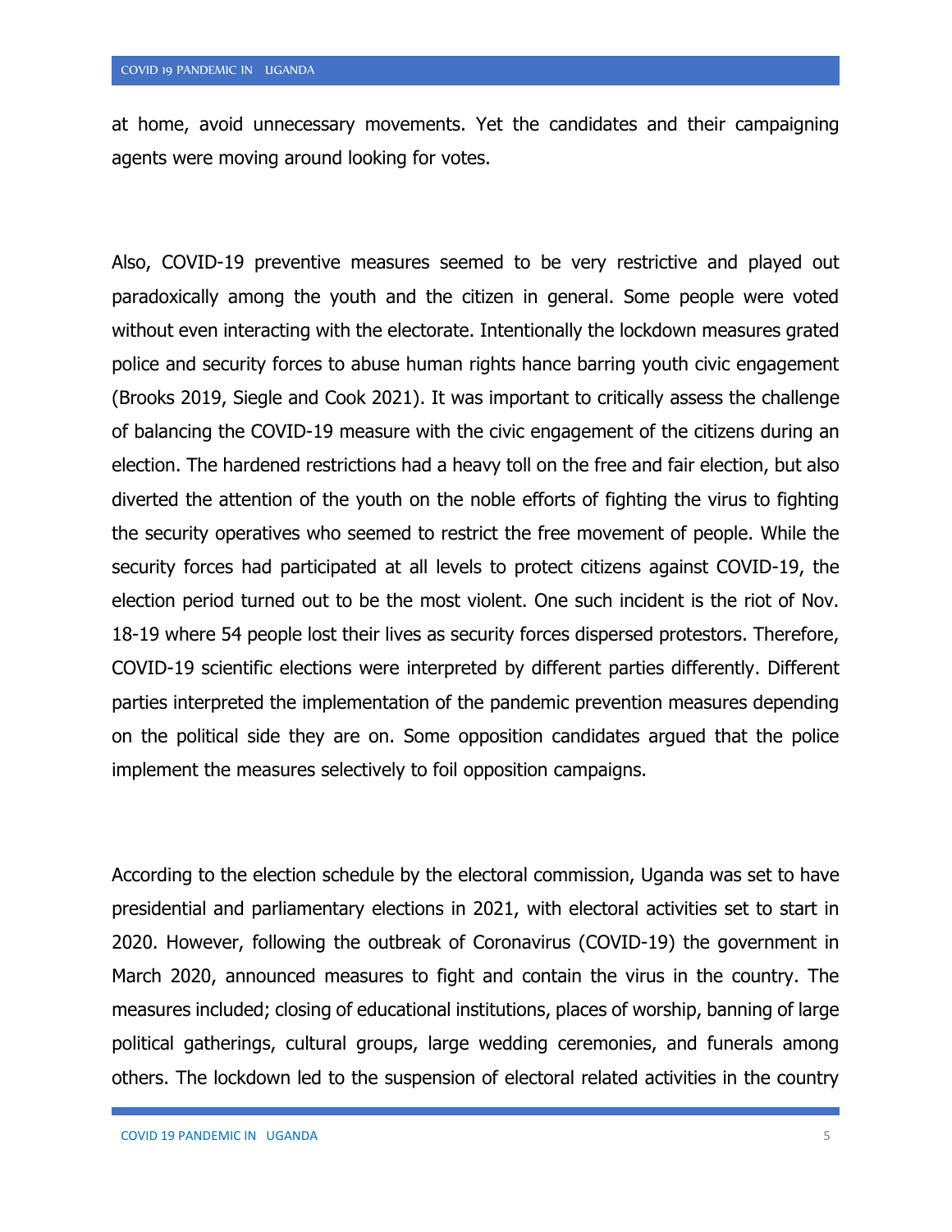at home, avoid unnecessary movements. Yet the candidates and their campaigning agents were moving around looking for votes.

Also, COVID-19 preventive measures seemed to be very restrictive and played out paradoxically among the youth and the citizen in general. Some people were voted without even interacting with the electorate. Intentionally the lockdown measures grated police and security forces to abuse human rights hance barring youth civic engagement (Brooks 2019, Siegle and Cook 2021). It was important to critically assess the challenge of balancing the COVID-19 measure with the civic engagement of the citizens during an election. The hardened restrictions had a heavy toll on the free and fair election, but also diverted the attention of the youth on the noble efforts of fighting the virus to fighting the security operatives who seemed to restrict the free movement of people. While the security forces had participated at all levels to protect citizens against COVID-19, the election period turned out to be the most violent. One such incident is the riot of Nov. 18-19 where 54 people lost their lives as security forces dispersed protestors. Therefore, COVID-19 scientific elections were interpreted by different parties differently. Different parties interpreted the implementation of the pandemic prevention measures depending on the political side they are on. Some opposition candidates argued that the police implement the measures selectively to foil opposition campaigns.

According to the election schedule by the electoral commission, Uganda was set to have presidential and parliamentary elections in 2021, with electoral activities set to start in 2020. However, following the outbreak of Coronavirus (COVID-19) the government in March 2020, announced measures to fight and contain the virus in the country. The measures included; closing of educational institutions, places of worship, banning of large political gatherings, cultural groups, large wedding ceremonies, and funerals among others. The lockdown led to the suspension of electoral related activities in the country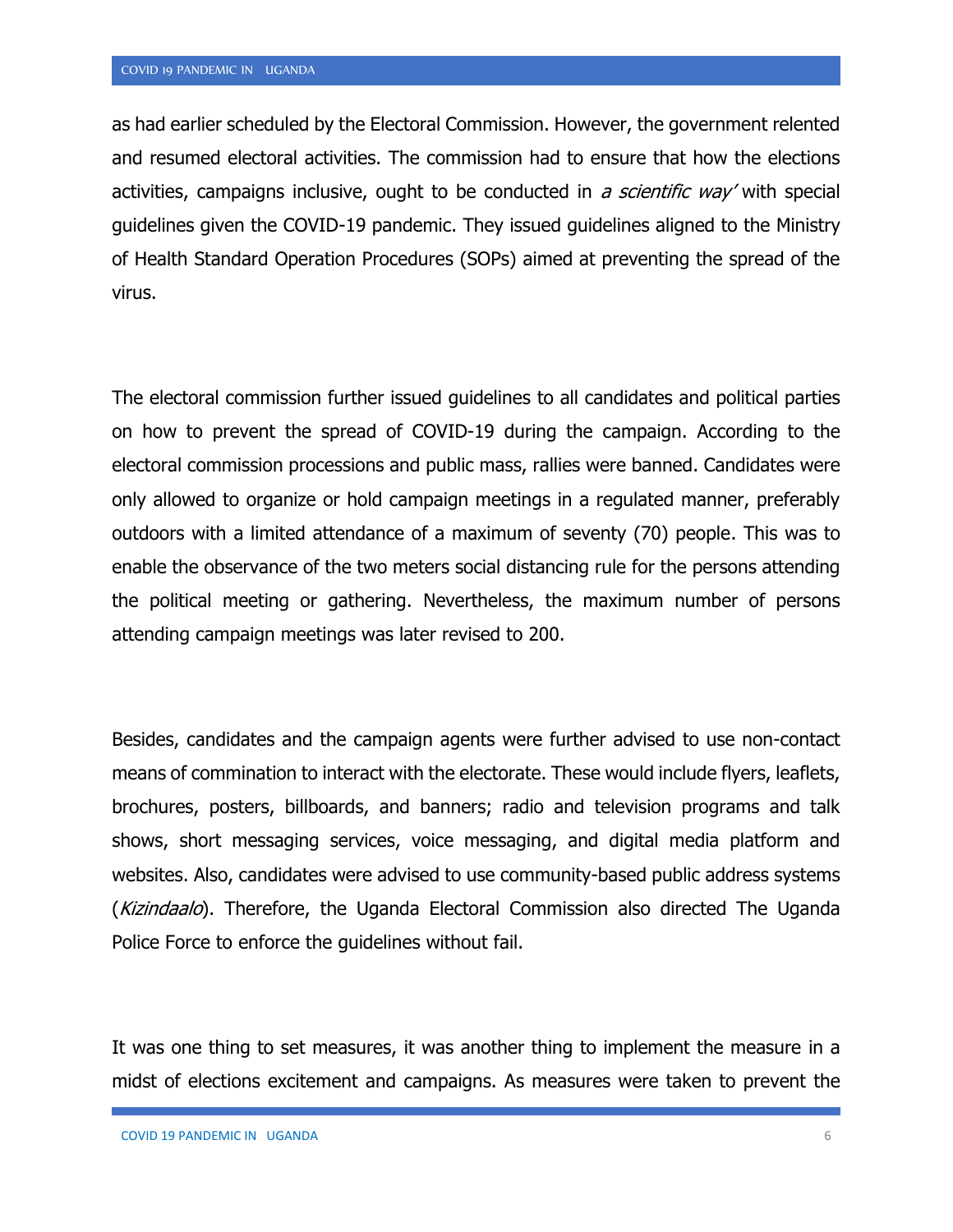as had earlier scheduled by the Electoral Commission. However, the government relented and resumed electoral activities. The commission had to ensure that how the elections activities, campaigns inclusive, ought to be conducted in *a scientific way'* with special guidelines given the COVID-19 pandemic. They issued guidelines aligned to the Ministry of Health Standard Operation Procedures (SOPs) aimed at preventing the spread of the virus.

The electoral commission further issued guidelines to all candidates and political parties on how to prevent the spread of COVID-19 during the campaign. According to the electoral commission processions and public mass, rallies were banned. Candidates were only allowed to organize or hold campaign meetings in a regulated manner, preferably outdoors with a limited attendance of a maximum of seventy (70) people. This was to enable the observance of the two meters social distancing rule for the persons attending the political meeting or gathering. Nevertheless, the maximum number of persons attending campaign meetings was later revised to 200.

Besides, candidates and the campaign agents were further advised to use non-contact means of commination to interact with the electorate. These would include flyers, leaflets, brochures, posters, billboards, and banners; radio and television programs and talk shows, short messaging services, voice messaging, and digital media platform and websites. Also, candidates were advised to use community-based public address systems (*Kizindaalo*). Therefore, the Uganda Electoral Commission also directed The Uganda Police Force to enforce the guidelines without fail.

It was one thing to set measures, it was another thing to implement the measure in a midst of elections excitement and campaigns. As measures were taken to prevent the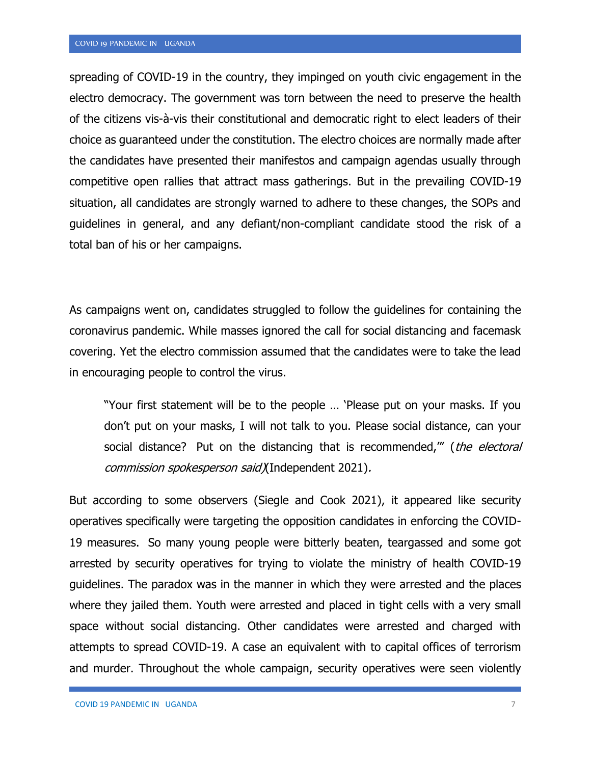spreading of COVID-19 in the country, they impinged on youth civic engagement in the electro democracy. The government was torn between the need to preserve the health of the citizens vis-à-vis their constitutional and democratic right to elect leaders of their choice as guaranteed under the constitution. The electro choices are normally made after the candidates have presented their manifestos and campaign agendas usually through competitive open rallies that attract mass gatherings. But in the prevailing COVID-19 situation, all candidates are strongly warned to adhere to these changes, the SOPs and guidelines in general, and any defiant/non-compliant candidate stood the risk of a total ban of his or her campaigns.

As campaigns went on, candidates struggled to follow the guidelines for containing the coronavirus pandemic. While masses ignored the call for social distancing and facemask covering. Yet the electro commission assumed that the candidates were to take the lead in encouraging people to control the virus.

> "Your first statement will be to the people … 'Please put on your masks. If you don't put on your masks, I will not talk to you. Please social distance, can your social distance? Put on the distancing that is recommended,'" (*the electoral commission spokesperson said*)(Independent 2021).

But according to some observers (Siegle and Cook 2021), it appeared like security operatives specifically were targeting the opposition candidates in enforcing the COVID-19 measures. So many young people were bitterly beaten, teargassed and some got arrested by security operatives for trying to violate the ministry of health COVID-19 guidelines. The paradox was in the manner in which they were arrested and the places where they jailed them. Youth were arrested and placed in tight cells with a very small space without social distancing. Other candidates were arrested and charged with attempts to spread COVID-19. A case an equivalent with to capital offices of terrorism and murder. Throughout the whole campaign, security operatives were seen violently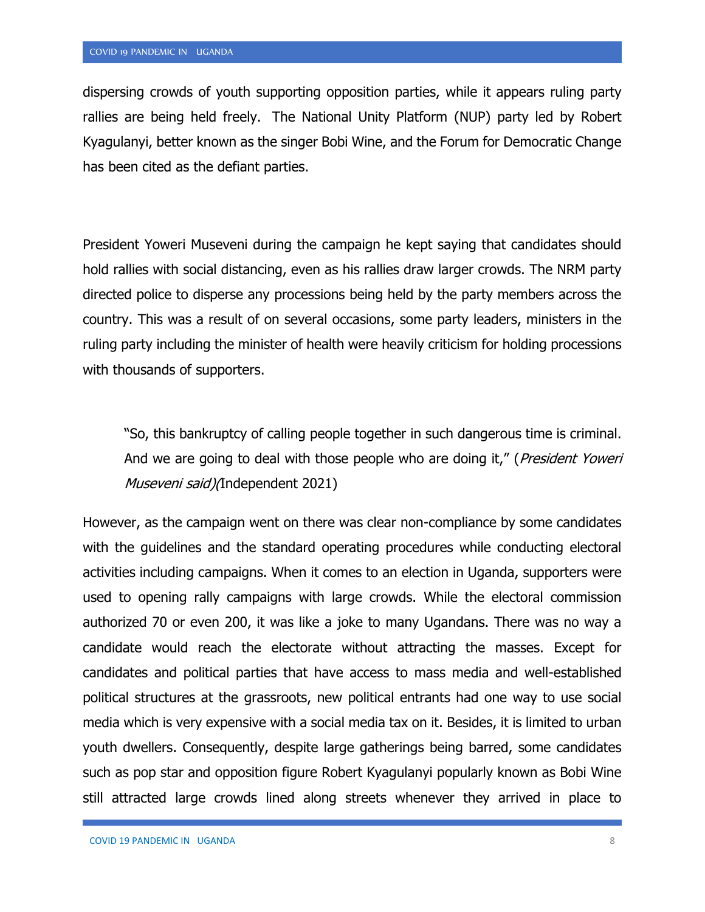dispersing crowds of youth supporting opposition parties, while it appears ruling party rallies are being held freely. The National Unity Platform (NUP) party led by Robert Kyagulanyi, better known as the singer Bobi Wine, and the Forum for Democratic Change has been cited as the defiant parties.

President Yoweri Museveni during the campaign he kept saying that candidates should hold rallies with social distancing, even as his rallies draw larger crowds. The NRM party directed police to disperse any processions being held by the party members across the country. This was a result of on several occasions, some party leaders, ministers in the ruling party including the minister of health were heavily criticism for holding processions with thousands of supporters.

> "So, this bankruptcy of calling people together in such dangerous time is criminal. And we are going to deal with those people who are doing it," (*President Yoweri Museveni said)(*Independent 2021)

However, as the campaign went on there was clear non-compliance by some candidates with the guidelines and the standard operating procedures while conducting electoral activities including campaigns. When it comes to an election in Uganda, supporters were used to opening rally campaigns with large crowds. While the electoral commission authorized 70 or even 200, it was like a joke to many Ugandans. There was no way a candidate would reach the electorate without attracting the masses. Except for candidates and political parties that have access to mass media and well-established political structures at the grassroots, new political entrants had one way to use social media which is very expensive with a social media tax on it. Besides, it is limited to urban youth dwellers. Consequently, despite large gatherings being barred, some candidates such as pop star and opposition figure Robert Kyagulanyi popularly known as Bobi Wine still attracted large crowds lined along streets whenever they arrived in place to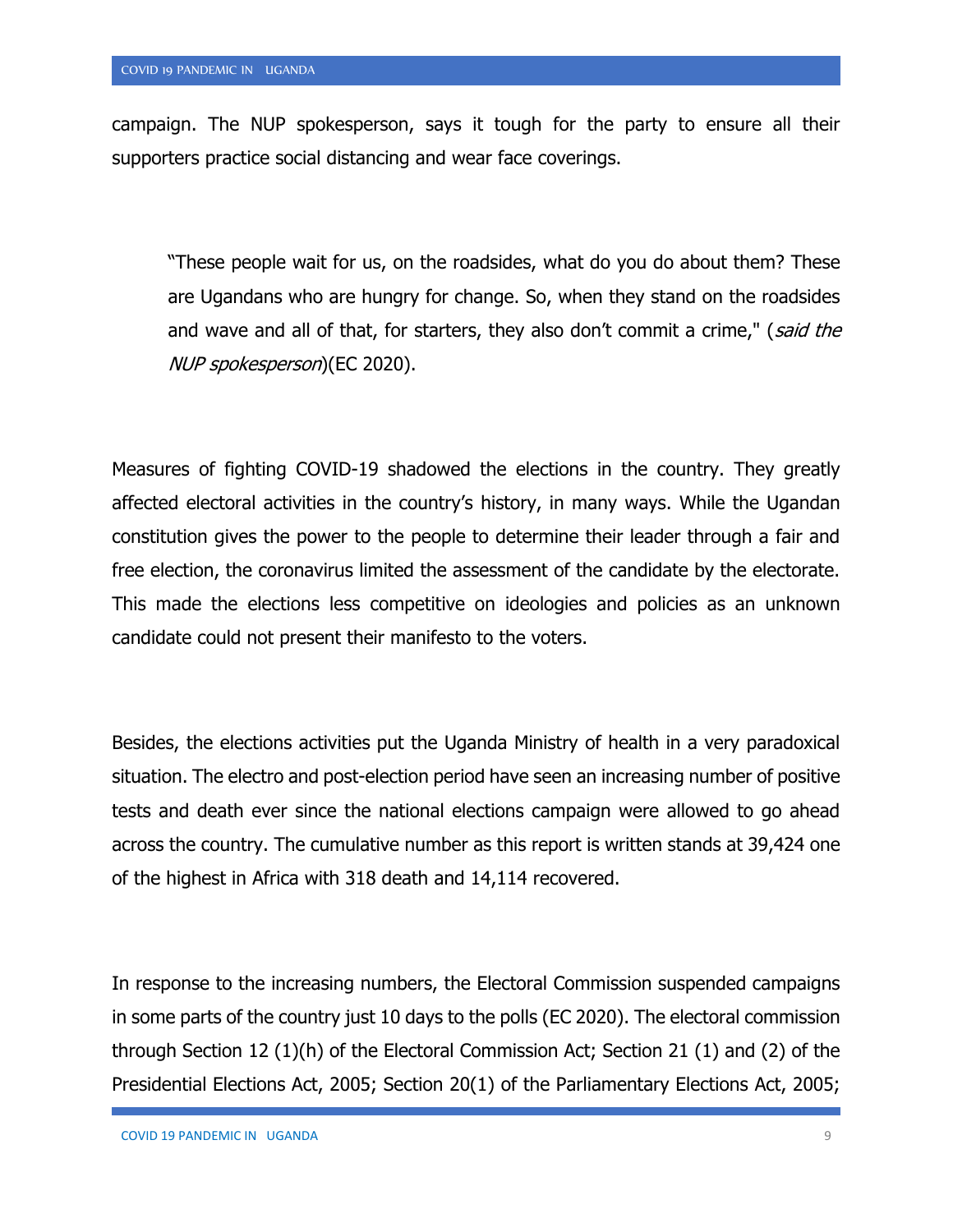campaign. The NUP spokesperson, says it tough for the party to ensure all their supporters practice social distancing and wear face coverings.

> "These people wait for us, on the roadsides, what do you do about them? These are Ugandans who are hungry for change. So, when they stand on the roadsides and wave and all of that, for starters, they also don't commit a crime," (*said the NUP spokesperson*)(EC 2020).

Measures of fighting COVID-19 shadowed the elections in the country. They greatly affected electoral activities in the country's history, in many ways. While the Ugandan constitution gives the power to the people to determine their leader through a fair and free election, the coronavirus limited the assessment of the candidate by the electorate. This made the elections less competitive on ideologies and policies as an unknown candidate could not present their manifesto to the voters.

Besides, the elections activities put the Uganda Ministry of health in a very paradoxical situation. The electro and post-election period have seen an increasing number of positive tests and death ever since the national elections campaign were allowed to go ahead across the country. The cumulative number as this report is written stands at 39,424 one of the highest in Africa with 318 death and 14,114 recovered.

In response to the increasing numbers, the Electoral Commission suspended campaigns in some parts of the country just 10 days to the polls (EC 2020). The electoral commission through Section 12 (1)(h) of the Electoral Commission Act; Section 21 (1) and (2) of the Presidential Elections Act, 2005; Section 20(1) of the Parliamentary Elections Act, 2005;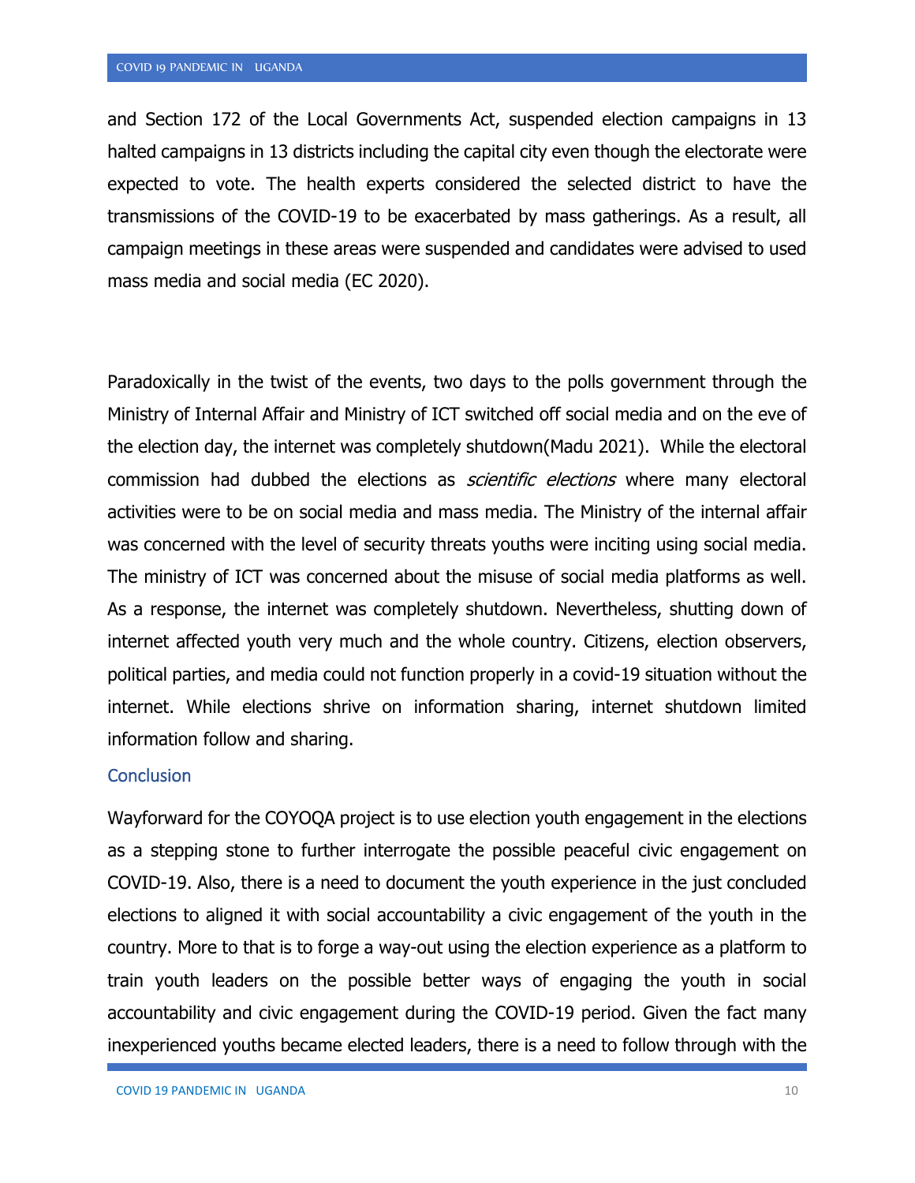and Section 172 of the Local Governments Act, suspended election campaigns in 13 halted campaigns in 13 districts including the capital city even though the electorate were expected to vote. The health experts considered the selected district to have the transmissions of the COVID-19 to be exacerbated by mass gatherings. As a result, all campaign meetings in these areas were suspended and candidates were advised to used mass media and social media (EC 2020).

Paradoxically in the twist of the events, two days to the polls government through the Ministry of Internal Affair and Ministry of ICT switched off social media and on the eve of the election day, the internet was completely shutdown(Madu 2021). While the electoral commission had dubbed the elections as *scientific elections* where many electoral activities were to be on social media and mass media. The Ministry of the internal affair was concerned with the level of security threats youths were inciting using social media. The ministry of ICT was concerned about the misuse of social media platforms as well. As a response, the internet was completely shutdown. Nevertheless, shutting down of internet affected youth very much and the whole country. Citizens, election observers, political parties, and media could not function properly in a covid-19 situation without the internet. While elections shrive on information sharing, internet shutdown limited information follow and sharing.

## Conclusion

Wayforward for the COYOQA project is to use election youth engagement in the elections as a stepping stone to further interrogate the possible peaceful civic engagement on COVID-19. Also, there is a need to document the youth experience in the just concluded elections to aligned it with social accountability a civic engagement of the youth in the country. More to that is to forge a way-out using the election experience as a platform to train youth leaders on the possible better ways of engaging the youth in social accountability and civic engagement during the COVID-19 period. Given the fact many inexperienced youths became elected leaders, there is a need to follow through with the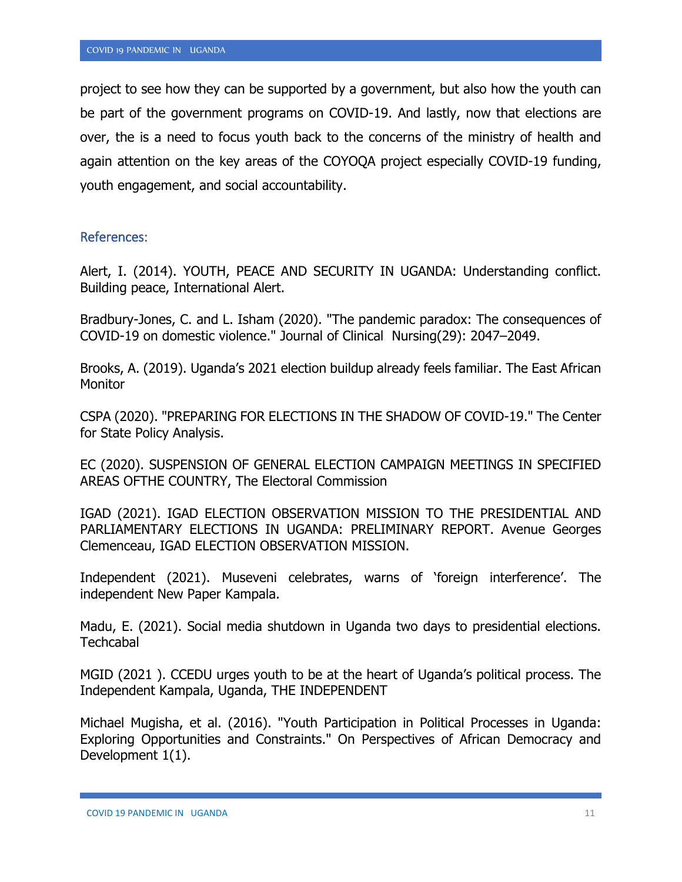project to see how they can be supported by a government, but also how the youth can be part of the government programs on COVID-19. And lastly, now that elections are over, the is a need to focus youth back to the concerns of the ministry of health and again attention on the key areas of the COYOQA project especially COVID-19 funding, youth engagement, and social accountability.

## References:

Alert, I. (2014). YOUTH, PEACE AND SECURITY IN UGANDA: Understanding conflict. Building peace, International Alert.

Bradbury-Jones, C. and L. Isham (2020). "The pandemic paradox: The consequences of COVID-19 on domestic violence." Journal of Clinical Nursing(29): 2047–2049.

Brooks, A. (2019). Uganda's 2021 election buildup already feels familiar. The East African Monitor

CSPA (2020). "PREPARING FOR ELECTIONS IN THE SHADOW OF COVID-19." The Center for State Policy Analysis.

EC (2020). SUSPENSION OF GENERAL ELECTION CAMPAIGN MEETINGS IN SPECIFIED AREAS OFTHE COUNTRY, The Electoral Commission

IGAD (2021). IGAD ELECTION OBSERVATION MISSION TO THE PRESIDENTIAL AND PARLIAMENTARY ELECTIONS IN UGANDA: PRELIMINARY REPORT. Avenue Georges Clemenceau, IGAD ELECTION OBSERVATION MISSION.

Independent (2021). Museveni celebrates, warns of 'foreign interference'. The independent New Paper Kampala.

Madu, E. (2021). Social media shutdown in Uganda two days to presidential elections. Techcabal

MGID (2021 ). CCEDU urges youth to be at the heart of Uganda's political process. The Independent Kampala, Uganda, THE INDEPENDENT

Michael Mugisha, et al. (2016). "Youth Participation in Political Processes in Uganda: Exploring Opportunities and Constraints." On Perspectives of African Democracy and Development 1(1).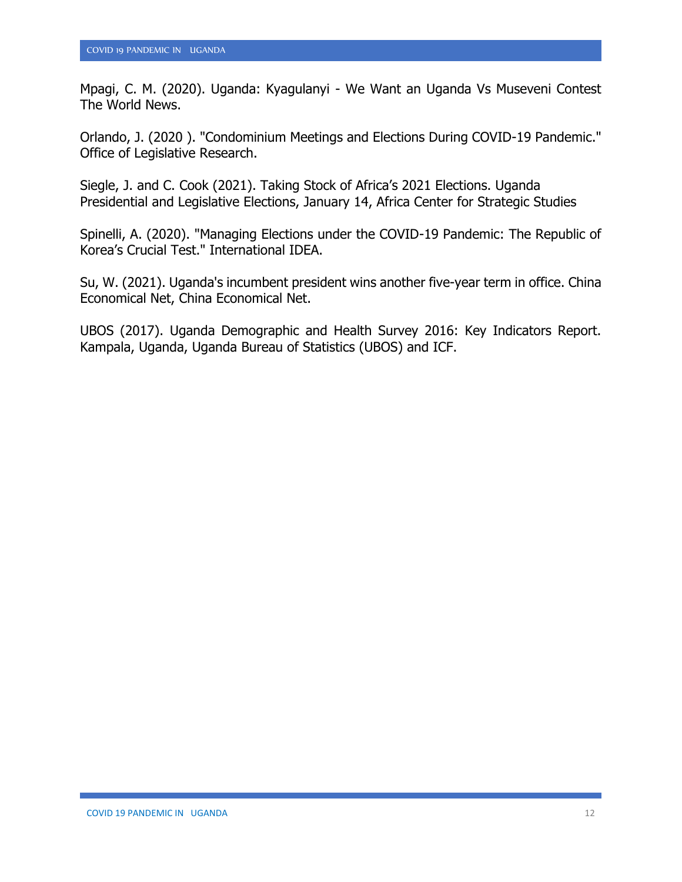Mpagi, C. M. (2020). Uganda: Kyagulanyi - We Want an Uganda Vs Museveni Contest The World News.

Orlando, J. (2020 ). "Condominium Meetings and Elections During COVID-19 Pandemic." Office of Legislative Research.

Siegle, J. and C. Cook (2021). Taking Stock of Africa's 2021 Elections. Uganda Presidential and Legislative Elections, January 14, Africa Center for Strategic Studies

Spinelli, A. (2020). "Managing Elections under the COVID-19 Pandemic: The Republic of Korea's Crucial Test." International IDEA.

Su, W. (2021). Uganda's incumbent president wins another five-year term in office. China Economical Net, China Economical Net.

UBOS (2017). Uganda Demographic and Health Survey 2016: Key Indicators Report. Kampala, Uganda, Uganda Bureau of Statistics (UBOS) and ICF.